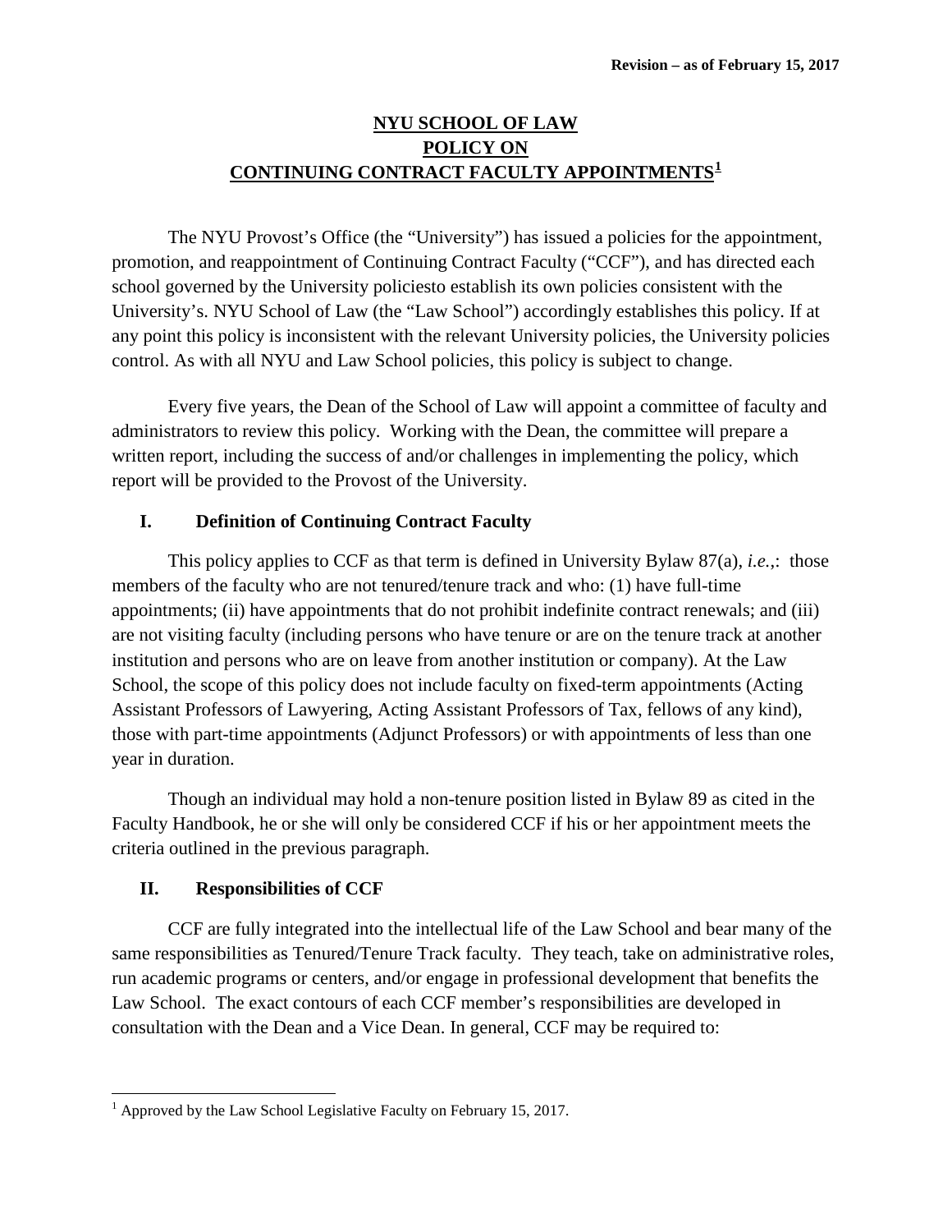**Revision – as of February 15, 2017**

# NYU SCHOOL OF LAW POLICY ON CONTINUING CONTRACT FACULTY APPOINTMENTS[1]

The NYU Provost's Office (the "University") has issued a policies for the appointment, promotion, and reappointment of Continuing Contract Faculty ("CCF"), and has directed each school governed by the University policiesto establish its own policies consistent with the University's. NYU School of Law (the "Law School") accordingly establishes this policy. If at any point this policy is inconsistent with the relevant University policies, the University policies control. As with all NYU and Law School policies, this policy is subject to change.

Every five years, the Dean of the School of Law will appoint a committee of faculty and administrators to review this policy. Working with the Dean, the committee will prepare a written report, including the success of and/or challenges in implementing the policy, which report will be provided to the Provost of the University.

## I. Definition of Continuing Contract Faculty

This policy applies to CCF as that term is defined in University Bylaw 87(a), *i.e.*,: those members of the faculty who are not tenured/tenure track and who: (1) have full-time appointments; (ii) have appointments that do not prohibit indefinite contract renewals; and (iii) are not visiting faculty (including persons who have tenure or are on the tenure track at another institution and persons who are on leave from another institution or company). At the Law School, the scope of this policy does not include faculty on fixed-term appointments (Acting Assistant Professors of Lawyering, Acting Assistant Professors of Tax, fellows of any kind), those with part-time appointments (Adjunct Professors) or with appointments of less than one year in duration.

Though an individual may hold a non-tenure position listed in Bylaw 89 as cited in the Faculty Handbook, he or she will only be considered CCF if his or her appointment meets the criteria outlined in the previous paragraph.

## II. Responsibilities of CCF

CCF are fully integrated into the intellectual life of the Law School and bear many of the same responsibilities as Tenured/Tenure Track faculty. They teach, take on administrative roles, run academic programs or centers, and/or engage in professional development that benefits the Law School. The exact contours of each CCF member's responsibilities are developed in consultation with the Dean and a Vice Dean. In general, CCF may be required to:

---

[1] Approved by the Law School Legislative Faculty on February 15, 2017.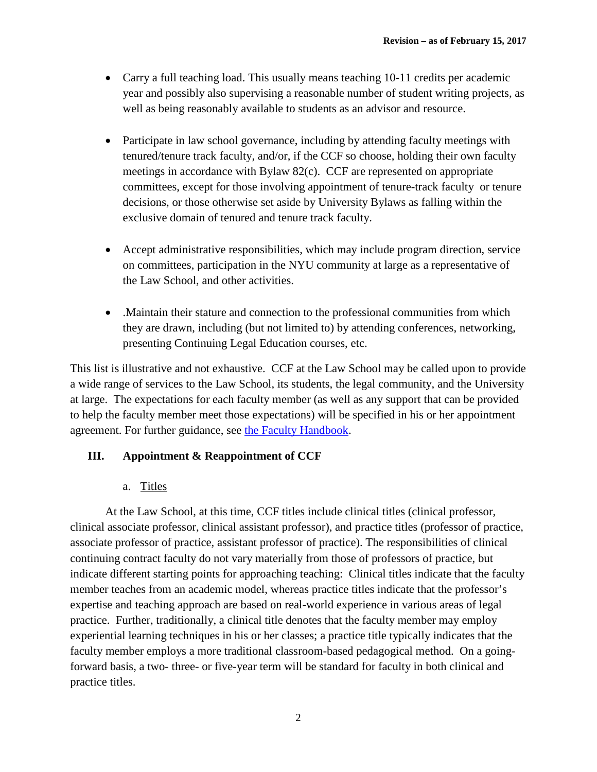- Carry a full teaching load. This usually means teaching 10-11 credits per academic year and possibly also supervising a reasonable number of student writing projects, as well as being reasonably available to students as an advisor and resource.

- Participate in law school governance, including by attending faculty meetings with tenured/tenure track faculty, and/or, if the CCF so choose, holding their own faculty meetings in accordance with Bylaw 82(c). CCF are represented on appropriate committees, except for those involving appointment of tenure-track faculty or tenure decisions, or those otherwise set aside by University Bylaws as falling within the exclusive domain of tenured and tenure track faculty.

- Accept administrative responsibilities, which may include program direction, service on committees, participation in the NYU community at large as a representative of the Law School, and other activities.

- .Maintain their stature and connection to the professional communities from which they are drawn, including (but not limited to) by attending conferences, networking, presenting Continuing Legal Education courses, etc.

This list is illustrative and not exhaustive. CCF at the Law School may be called upon to provide a wide range of services to the Law School, its students, the legal community, and the University at large. The expectations for each faculty member (as well as any support that can be provided to help the faculty member meet those expectations) will be specified in his or her appointment agreement. For further guidance, see the Faculty Handbook.

## III. Appointment & Reappointment of CCF

### a. Titles

At the Law School, at this time, CCF titles include clinical titles (clinical professor, clinical associate professor, clinical assistant professor), and practice titles (professor of practice, associate professor of practice, assistant professor of practice). The responsibilities of clinical continuing contract faculty do not vary materially from those of professors of practice, but indicate different starting points for approaching teaching: Clinical titles indicate that the faculty member teaches from an academic model, whereas practice titles indicate that the professor's expertise and teaching approach are based on real-world experience in various areas of legal practice. Further, traditionally, a clinical title denotes that the faculty member may employ experiential learning techniques in his or her classes; a practice title typically indicates that the faculty member employs a more traditional classroom-based pedagogical method. On a going-forward basis, a two- three- or five-year term will be standard for faculty in both clinical and practice titles.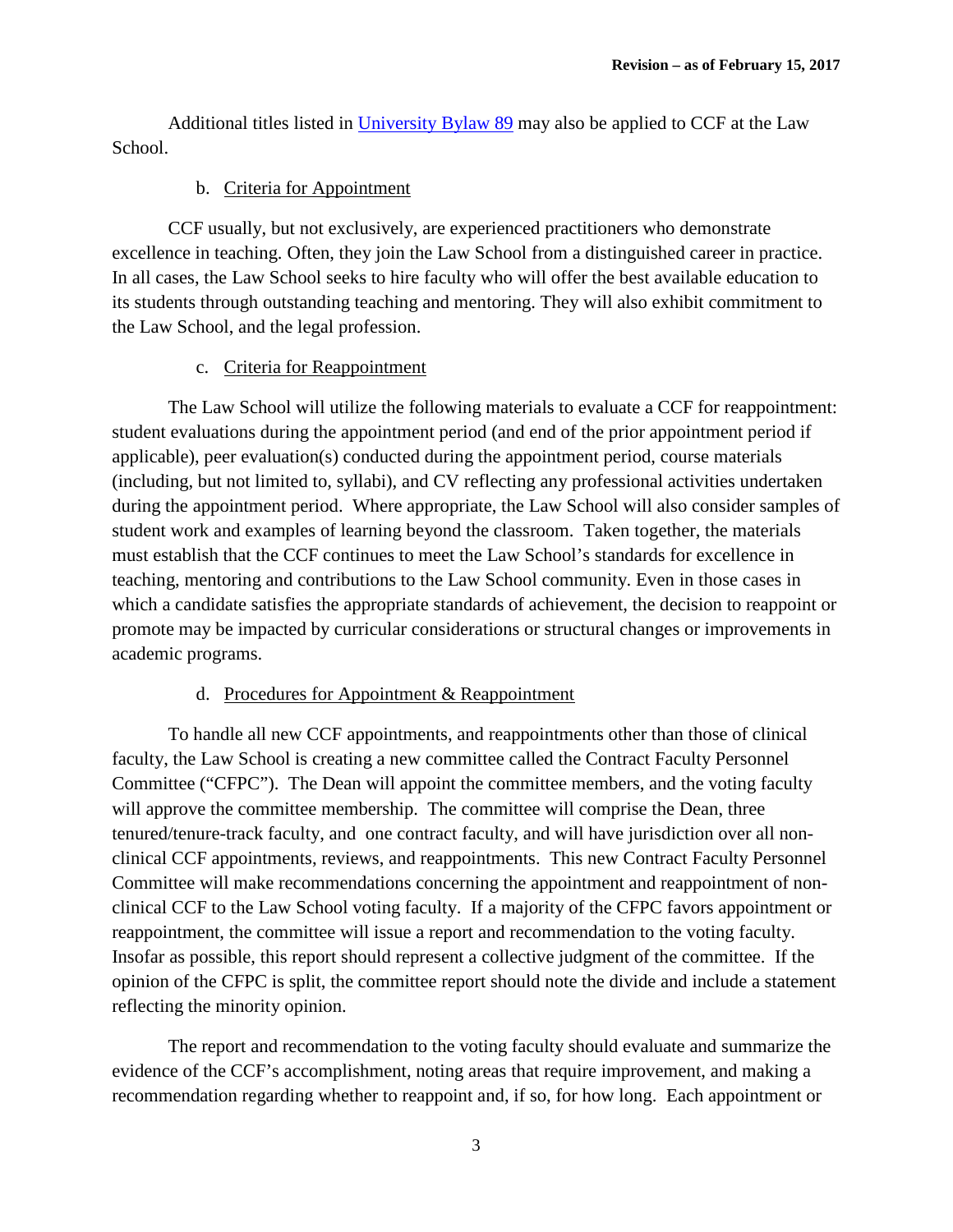Additional titles listed in [University Bylaw 89](University Bylaw 89) may also be applied to CCF at the Law School.

b. Criteria for Appointment

CCF usually, but not exclusively, are experienced practitioners who demonstrate excellence in teaching. Often, they join the Law School from a distinguished career in practice. In all cases, the Law School seeks to hire faculty who will offer the best available education to its students through outstanding teaching and mentoring. They will also exhibit commitment to the Law School, and the legal profession.

c. Criteria for Reappointment

The Law School will utilize the following materials to evaluate a CCF for reappointment: student evaluations during the appointment period (and end of the prior appointment period if applicable), peer evaluation(s) conducted during the appointment period, course materials (including, but not limited to, syllabi), and CV reflecting any professional activities undertaken during the appointment period. Where appropriate, the Law School will also consider samples of student work and examples of learning beyond the classroom. Taken together, the materials must establish that the CCF continues to meet the Law School's standards for excellence in teaching, mentoring and contributions to the Law School community. Even in those cases in which a candidate satisfies the appropriate standards of achievement, the decision to reappoint or promote may be impacted by curricular considerations or structural changes or improvements in academic programs.

d. Procedures for Appointment & Reappointment

To handle all new CCF appointments, and reappointments other than those of clinical faculty, the Law School is creating a new committee called the Contract Faculty Personnel Committee ("CFPC"). The Dean will appoint the committee members, and the voting faculty will approve the committee membership. The committee will comprise the Dean, three tenured/tenure-track faculty, and one contract faculty, and will have jurisdiction over all non-clinical CCF appointments, reviews, and reappointments. This new Contract Faculty Personnel Committee will make recommendations concerning the appointment and reappointment of non-clinical CCF to the Law School voting faculty. If a majority of the CFPC favors appointment or reappointment, the committee will issue a report and recommendation to the voting faculty. Insofar as possible, this report should represent a collective judgment of the committee. If the opinion of the CFPC is split, the committee report should note the divide and include a statement reflecting the minority opinion.

The report and recommendation to the voting faculty should evaluate and summarize the evidence of the CCF's accomplishment, noting areas that require improvement, and making a recommendation regarding whether to reappoint and, if so, for how long. Each appointment or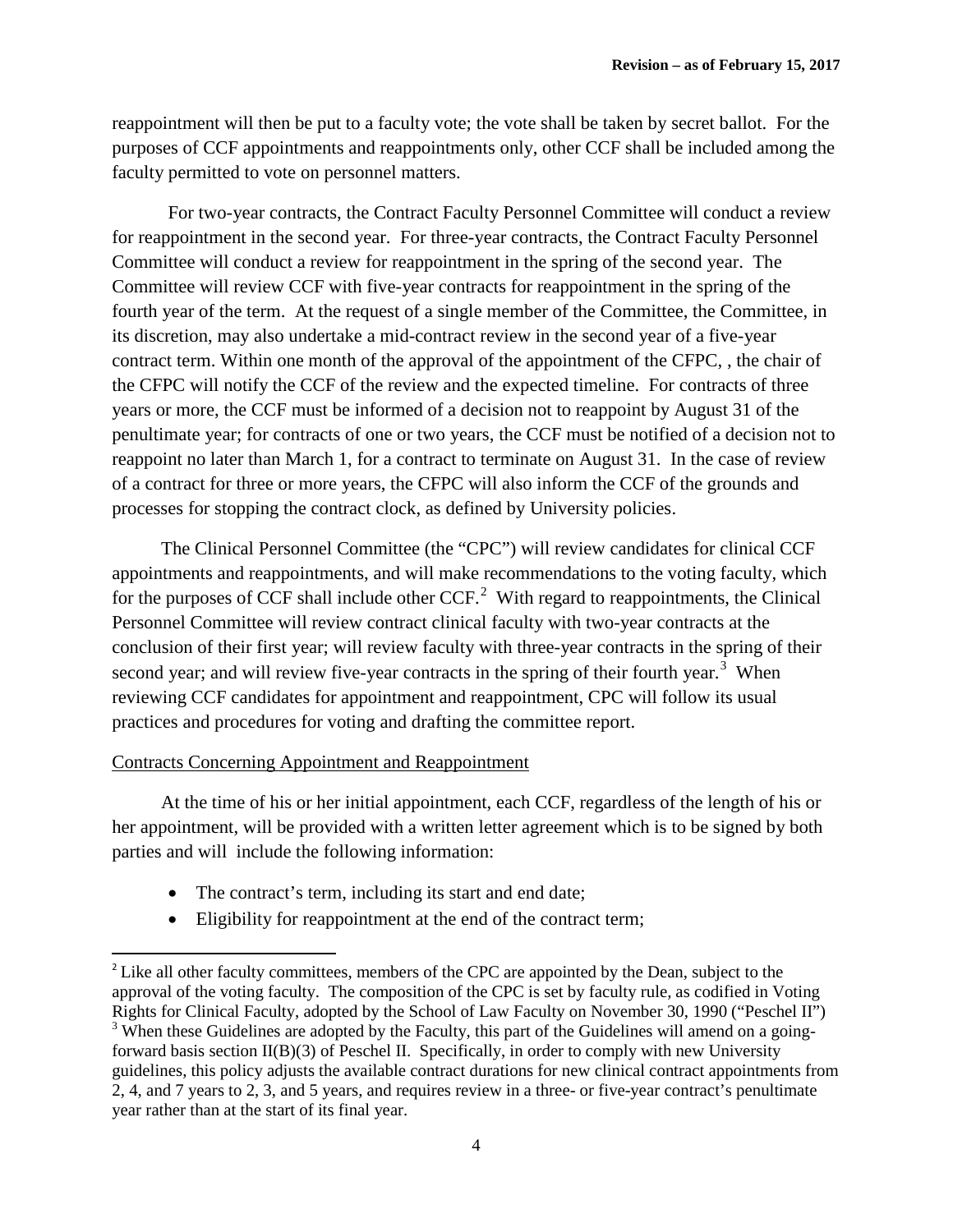reappointment will then be put to a faculty vote; the vote shall be taken by secret ballot. For the purposes of CCF appointments and reappointments only, other CCF shall be included among the faculty permitted to vote on personnel matters.

For two-year contracts, the Contract Faculty Personnel Committee will conduct a review for reappointment in the second year. For three-year contracts, the Contract Faculty Personnel Committee will conduct a review for reappointment in the spring of the second year. The Committee will review CCF with five-year contracts for reappointment in the spring of the fourth year of the term. At the request of a single member of the Committee, the Committee, in its discretion, may also undertake a mid-contract review in the second year of a five-year contract term. Within one month of the approval of the appointment of the CFPC, , the chair of the CFPC will notify the CCF of the review and the expected timeline. For contracts of three years or more, the CCF must be informed of a decision not to reappoint by August 31 of the penultimate year; for contracts of one or two years, the CCF must be notified of a decision not to reappoint no later than March 1, for a contract to terminate on August 31. In the case of review of a contract for three or more years, the CFPC will also inform the CCF of the grounds and processes for stopping the contract clock, as defined by University policies.

The Clinical Personnel Committee (the "CPC") will review candidates for clinical CCF appointments and reappointments, and will make recommendations to the voting faculty, which for the purposes of CCF shall include other CCF.[2] With regard to reappointments, the Clinical Personnel Committee will review contract clinical faculty with two-year contracts at the conclusion of their first year; will review faculty with three-year contracts in the spring of their second year; and will review five-year contracts in the spring of their fourth year.[3] When reviewing CCF candidates for appointment and reappointment, CPC will follow its usual practices and procedures for voting and drafting the committee report.

Contracts Concerning Appointment and Reappointment

At the time of his or her initial appointment, each CCF, regardless of the length of his or her appointment, will be provided with a written letter agreement which is to be signed by both parties and will include the following information:

- The contract's term, including its start and end date;
- Eligibility for reappointment at the end of the contract term;

[2] Like all other faculty committees, members of the CPC are appointed by the Dean, subject to the approval of the voting faculty. The composition of the CPC is set by faculty rule, as codified in Voting Rights for Clinical Faculty, adopted by the School of Law Faculty on November 30, 1990 ("Peschel II")

[3] When these Guidelines are adopted by the Faculty, this part of the Guidelines will amend on a going-forward basis section II(B)(3) of Peschel II. Specifically, in order to comply with new University guidelines, this policy adjusts the available contract durations for new clinical contract appointments from 2, 4, and 7 years to 2, 3, and 5 years, and requires review in a three- or five-year contract's penultimate year rather than at the start of its final year.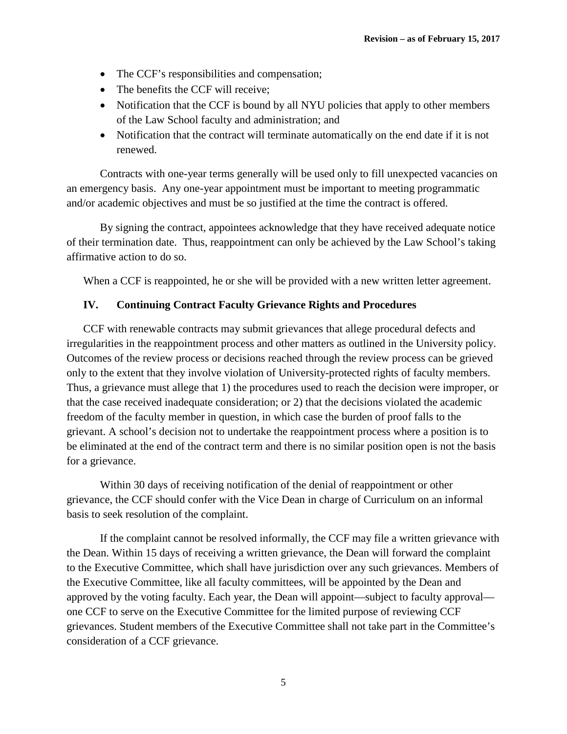- The CCF's responsibilities and compensation;
- The benefits the CCF will receive;
- Notification that the CCF is bound by all NYU policies that apply to other members of the Law School faculty and administration; and
- Notification that the contract will terminate automatically on the end date if it is not renewed.

Contracts with one-year terms generally will be used only to fill unexpected vacancies on an emergency basis. Any one-year appointment must be important to meeting programmatic and/or academic objectives and must be so justified at the time the contract is offered.

By signing the contract, appointees acknowledge that they have received adequate notice of their termination date. Thus, reappointment can only be achieved by the Law School's taking affirmative action to do so.

When a CCF is reappointed, he or she will be provided with a new written letter agreement.

## IV. Continuing Contract Faculty Grievance Rights and Procedures

CCF with renewable contracts may submit grievances that allege procedural defects and irregularities in the reappointment process and other matters as outlined in the University policy. Outcomes of the review process or decisions reached through the review process can be grieved only to the extent that they involve violation of University-protected rights of faculty members. Thus, a grievance must allege that 1) the procedures used to reach the decision were improper, or that the case received inadequate consideration; or 2) that the decisions violated the academic freedom of the faculty member in question, in which case the burden of proof falls to the grievant. A school's decision not to undertake the reappointment process where a position is to be eliminated at the end of the contract term and there is no similar position open is not the basis for a grievance.

Within 30 days of receiving notification of the denial of reappointment or other grievance, the CCF should confer with the Vice Dean in charge of Curriculum on an informal basis to seek resolution of the complaint.

If the complaint cannot be resolved informally, the CCF may file a written grievance with the Dean. Within 15 days of receiving a written grievance, the Dean will forward the complaint to the Executive Committee, which shall have jurisdiction over any such grievances. Members of the Executive Committee, like all faculty committees, will be appointed by the Dean and approved by the voting faculty. Each year, the Dean will appoint—subject to faculty approval—one CCF to serve on the Executive Committee for the limited purpose of reviewing CCF grievances. Student members of the Executive Committee shall not take part in the Committee's consideration of a CCF grievance.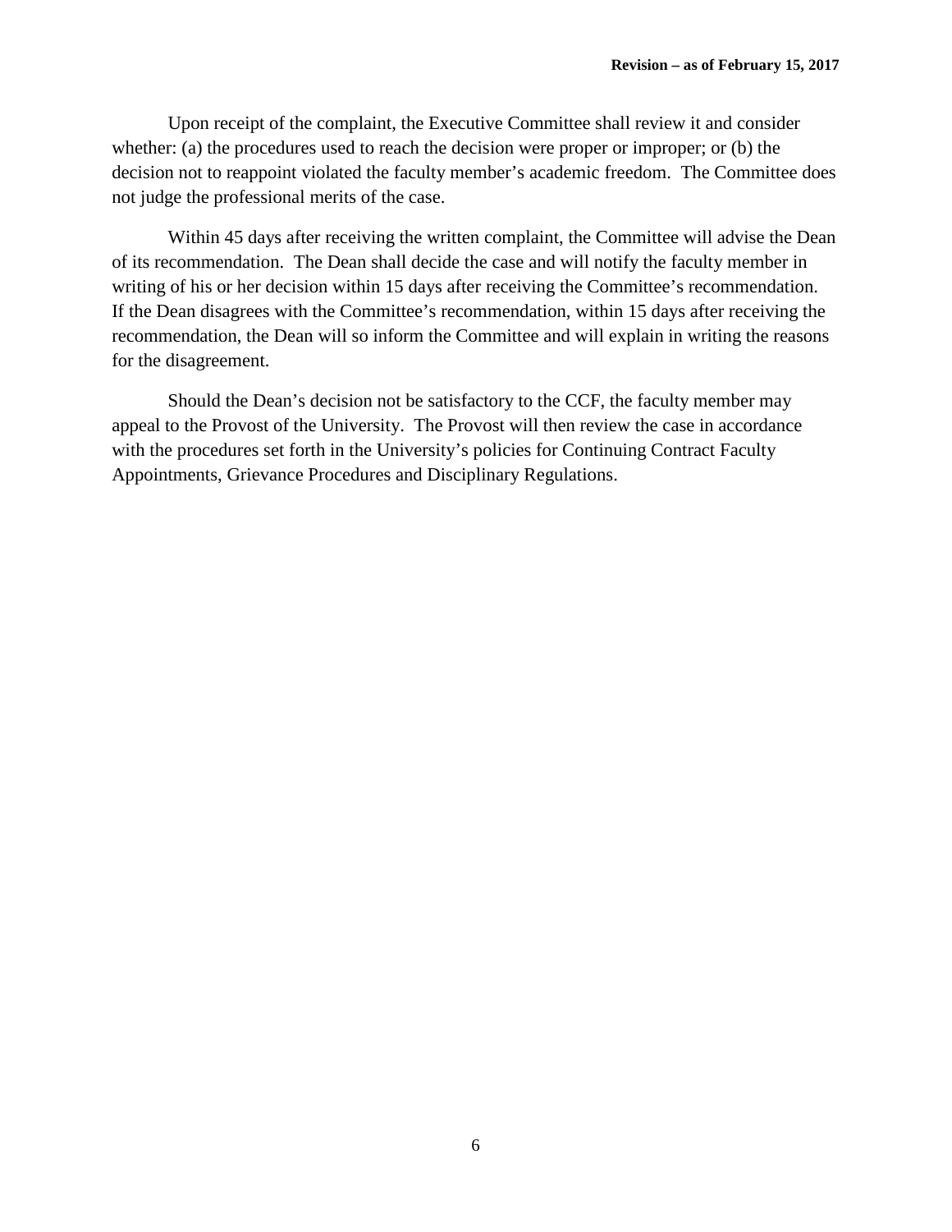Upon receipt of the complaint, the Executive Committee shall review it and consider whether: (a) the procedures used to reach the decision were proper or improper; or (b) the decision not to reappoint violated the faculty member's academic freedom. The Committee does not judge the professional merits of the case.

Within 45 days after receiving the written complaint, the Committee will advise the Dean of its recommendation. The Dean shall decide the case and will notify the faculty member in writing of his or her decision within 15 days after receiving the Committee's recommendation. If the Dean disagrees with the Committee's recommendation, within 15 days after receiving the recommendation, the Dean will so inform the Committee and will explain in writing the reasons for the disagreement.

Should the Dean's decision not be satisfactory to the CCF, the faculty member may appeal to the Provost of the University. The Provost will then review the case in accordance with the procedures set forth in the University's policies for Continuing Contract Faculty Appointments, Grievance Procedures and Disciplinary Regulations.